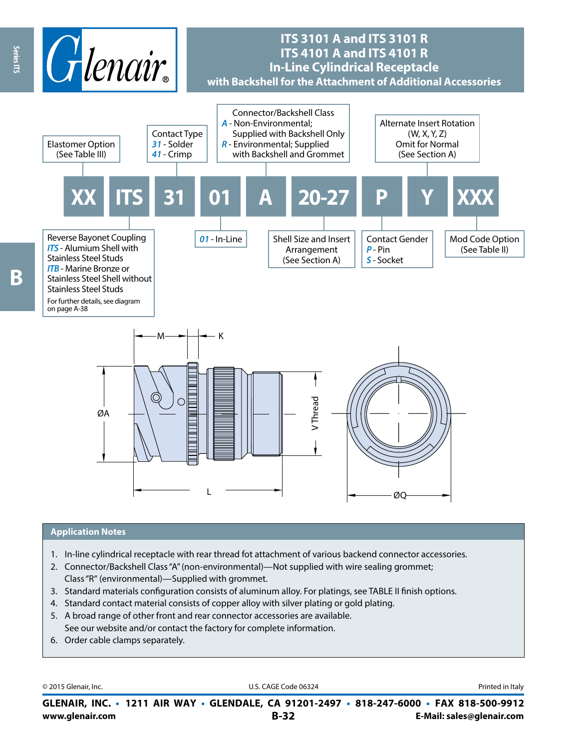# ITS 3101 A and ITS 3101 R
# ITS 4101 A and ITS 4101 R
# In-Line Cylindrical Receptacle
## with Backshell for the Attachment of Additional Accessories

**XX ITS 31 01 A 20-27 P Y XXX**

- **XX** — Elastomer Option (See Table III)
- **ITS** — Reverse Bayonet Coupling
  - *ITS* - Alumium Shell with Stainless Steel Studs
  - *ITB* - Marine Bronze or Stainless Steel Shell without Stainless Steel Studs
  - For further details, see diagram on page A-38
- **31** — Contact Type
  - *31* - Solder
  - *41* - Crimp
- **01** — *01* - In-Line
- **A** — Connector/Backshell Class
  - *A* - Non-Environmental; Supplied with Backshell Only
  - *R* - Environmental; Supplied with Backshell and Grommet
- **20-27** — Shell Size and Insert Arrangement (See Section A)
- **P** — Contact Gender
  - *P* - Pin
  - *S* - Socket
- **Y** — Alternate Insert Rotation (W, X, Y, Z) Omit for Normal (See Section A)
- **XXX** — Mod Code Option (See Table II)

M, K, ØA, V Thread, L, ØQ

## Application Notes

1. In-line cylindrical receptacle with rear thread fot attachment of various backend connector accessories.
2. Connector/Backshell Class "A" (non-environmental)—Not supplied with wire sealing grommet; Class "R" (environmental)—Supplied with grommet.
3. Standard materials configuration consists of aluminum alloy. For platings, see TABLE II finish options.
4. Standard contact material consists of copper alloy with silver plating or gold plating.
5. A broad range of other front and rear connector accessories are available. See our website and/or contact the factory for complete information.
6. Order cable clamps separately.

© 2015 Glenair, Inc. U.S. CAGE Code 06324 Printed in Italy

**GLENAIR, INC. • 1211 AIR WAY • GLENDALE, CA 91201-2497 • 818-247-6000 • FAX 818-500-9912**
**www.glenair.com** **B-32** **E-Mail: sales@glenair.com**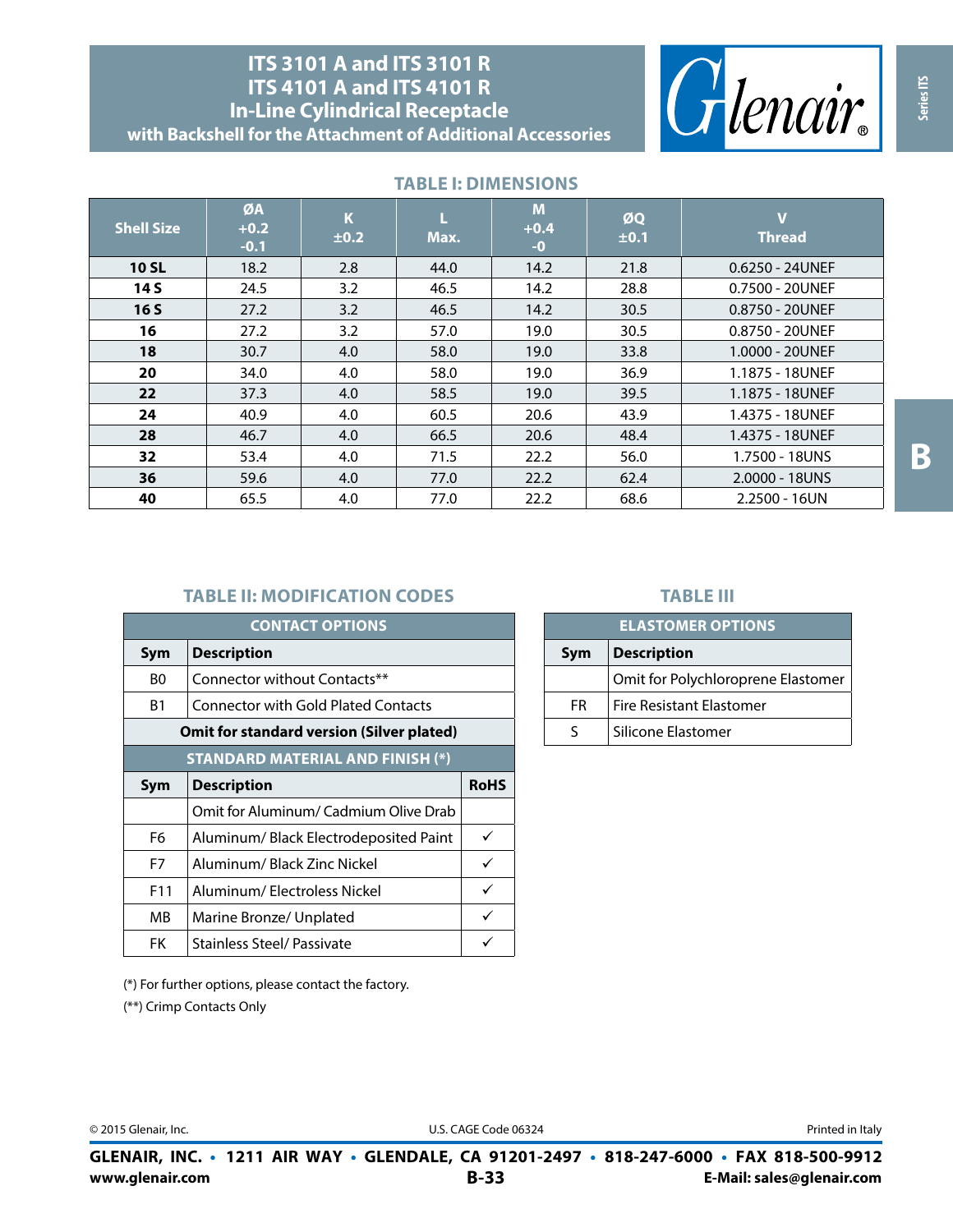# ITS 3101 A and ITS 3101 R
# ITS 4101 A and ITS 4101 R
# In-Line Cylindrical Receptacle
## with Backshell for the Attachment of Additional Accessories

### TABLE I: DIMENSIONS

| Shell Size | ØA +0.2 -0.1 | K ±0.2 | L Max. | M +0.4 -0 | ØQ ±0.1 | V Thread |
|---|---|---|---|---|---|---|
| **10 SL** | 18.2 | 2.8 | 44.0 | 14.2 | 21.8 | 0.6250 - 24UNEF |
| **14 S** | 24.5 | 3.2 | 46.5 | 14.2 | 28.8 | 0.7500 - 20UNEF |
| **16 S** | 27.2 | 3.2 | 46.5 | 14.2 | 30.5 | 0.8750 - 20UNEF |
| **16** | 27.2 | 3.2 | 57.0 | 19.0 | 30.5 | 0.8750 - 20UNEF |
| **18** | 30.7 | 4.0 | 58.0 | 19.0 | 33.8 | 1.0000 - 20UNEF |
| **20** | 34.0 | 4.0 | 58.0 | 19.0 | 36.9 | 1.1875 - 18UNEF |
| **22** | 37.3 | 4.0 | 58.5 | 19.0 | 39.5 | 1.1875 - 18UNEF |
| **24** | 40.9 | 4.0 | 60.5 | 20.6 | 43.9 | 1.4375 - 18UNEF |
| **28** | 46.7 | 4.0 | 66.5 | 20.6 | 48.4 | 1.4375 - 18UNEF |
| **32** | 53.4 | 4.0 | 71.5 | 22.2 | 56.0 | 1.7500 - 18UNS |
| **36** | 59.6 | 4.0 | 77.0 | 22.2 | 62.4 | 2.0000 - 18UNS |
| **40** | 65.5 | 4.0 | 77.0 | 22.2 | 68.6 | 2.2500 - 16UN |

### TABLE II: MODIFICATION CODES

| CONTACT OPTIONS | | |
|---|---|---|
| **Sym** | **Description** | |
| B0 | Connector without Contacts** | |
| B1 | Connector with Gold Plated Contacts | |
| **Omit for standard version (Silver plated)** | | |
| **STANDARD MATERIAL AND FINISH (*)** | | |
| **Sym** | **Description** | **RoHS** |
| | Omit for Aluminum/ Cadmium Olive Drab | |
| F6 | Aluminum/ Black Electrodeposited Paint | ✓ |
| F7 | Aluminum/ Black Zinc Nickel | ✓ |
| F11 | Aluminum/ Electroless Nickel | ✓ |
| MB | Marine Bronze/ Unplated | ✓ |
| FK | Stainless Steel/ Passivate | ✓ |

(*) For further options, please contact the factory.

(**) Crimp Contacts Only

### TABLE III

| ELASTOMER OPTIONS | |
|---|---|
| **Sym** | **Description** |
| | Omit for Polychloroprene Elastomer |
| FR | Fire Resistant Elastomer |
| S | Silicone Elastomer |

© 2015 Glenair, Inc. U.S. CAGE Code 06324 Printed in Italy

**GLENAIR, INC. • 1211 AIR WAY • GLENDALE, CA 91201-2497 • 818-247-6000 • FAX 818-500-9912**

**www.glenair.com** **E-Mail: sales@glenair.com**